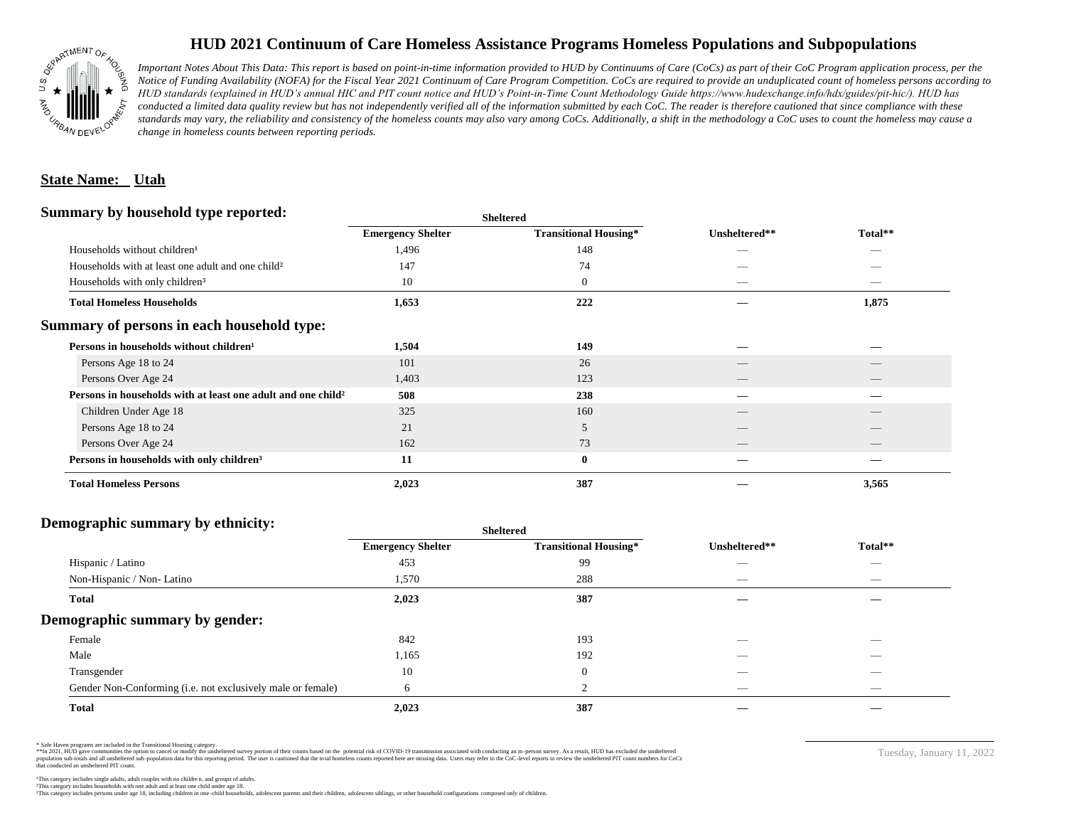# HUD 2021 Continuum of Care Homeless Assistance Programs Homeless Populations and Subpopulations

*Important Notes About This Data: This report is based on point-in-time information provided to HUD by Continuums of Care (CoCs) as part of their CoC Program application process, per the Notice of Funding Availability (NOFA) for the Fiscal Year 2021 Continuum of Care Program Competition. CoCs are required to provide an unduplicated count of homeless persons according to HUD standards (explained in HUD's annual HIC and PIT count notice and HUD's Point-in-Time Count Methodology Guide https://www.hudexchange.info/hdx/guides/pit-hic/). HUD has conducted a limited data quality review but has not independently verified all of the information submitted by each CoC. The reader is therefore cautioned that since compliance with these standards may vary, the reliability and consistency of the homeless counts may also vary among CoCs. Additionally, a shift in the methodology a CoC uses to count the homeless may cause a change in homeless counts between reporting periods.*

**State Name: Utah**

## Summary by household type reported:

| | Sheltered | | | |
|---|---|---|---|---|
| | Emergency Shelter | Transitional Housing* | Unsheltered** | Total** |
| Households without children¹ | 1,496 | 148 | — | — |
| Households with at least one adult and one child² | 147 | 74 | — | — |
| Households with only children³ | 10 | 0 | — | — |
| **Total Homeless Households** | **1,653** | **222** | **—** | **1,875** |

## Summary of persons in each household type:

| | Emergency Shelter | Transitional Housing* | Unsheltered** | Total** |
|---|---|---|---|---|
| **Persons in households without children¹** | **1,504** | **149** | **—** | **—** |
| Persons Age 18 to 24 | 101 | 26 | — | — |
| Persons Over Age 24 | 1,403 | 123 | — | — |
| **Persons in households with at least one adult and one child²** | **508** | **238** | **—** | **—** |
| Children Under Age 18 | 325 | 160 | — | — |
| Persons Age 18 to 24 | 21 | 5 | — | — |
| Persons Over Age 24 | 162 | 73 | — | — |
| **Persons in households with only children³** | **11** | **0** | **—** | **—** |
| **Total Homeless Persons** | **2,023** | **387** | **—** | **3,565** |

## Demographic summary by ethnicity:

| | Sheltered | | | |
|---|---|---|---|---|
| | Emergency Shelter | Transitional Housing* | Unsheltered** | Total** |
| Hispanic / Latino | 453 | 99 | — | — |
| Non-Hispanic / Non- Latino | 1,570 | 288 | — | — |
| **Total** | **2,023** | **387** | **—** | **—** |

## Demographic summary by gender:

| | Emergency Shelter | Transitional Housing* | Unsheltered** | Total** |
|---|---|---|---|---|
| Female | 842 | 193 | — | — |
| Male | 1,165 | 192 | — | — |
| Transgender | 10 | 0 | — | — |
| Gender Non-Conforming (i.e. not exclusively male or female) | 6 | 2 | — | — |
| **Total** | **2,023** | **387** | **—** | **—** |

\* Safe Haven programs are included in the Transitional Housing category.
\*\*In 2021, HUD gave communities the option to cancel or modify the unsheltered survey portion of their counts based on the potential risk of COVID-19 transmission associated with conducting an in-person survey. As a result, HUD has excluded the unsheltered population sub-totals and all unsheltered sub-population data for this reporting period. The user is cautioned that the total homeless counts reported here are missing data. Users may refer to the CoC-level reports to review the unsheltered PIT count numbers for CoCs that conducted an unsheltered PIT count.

¹This category includes single adults, adult couples with no children, and groups of adults.
²This category includes households with one adult and at least one child under age 18.
³This category includes persons under age 18, including children in one-child households, adolescent parents and their children, adolescent siblings, or other household configurations composed only of children.

Tuesday, January 11, 2022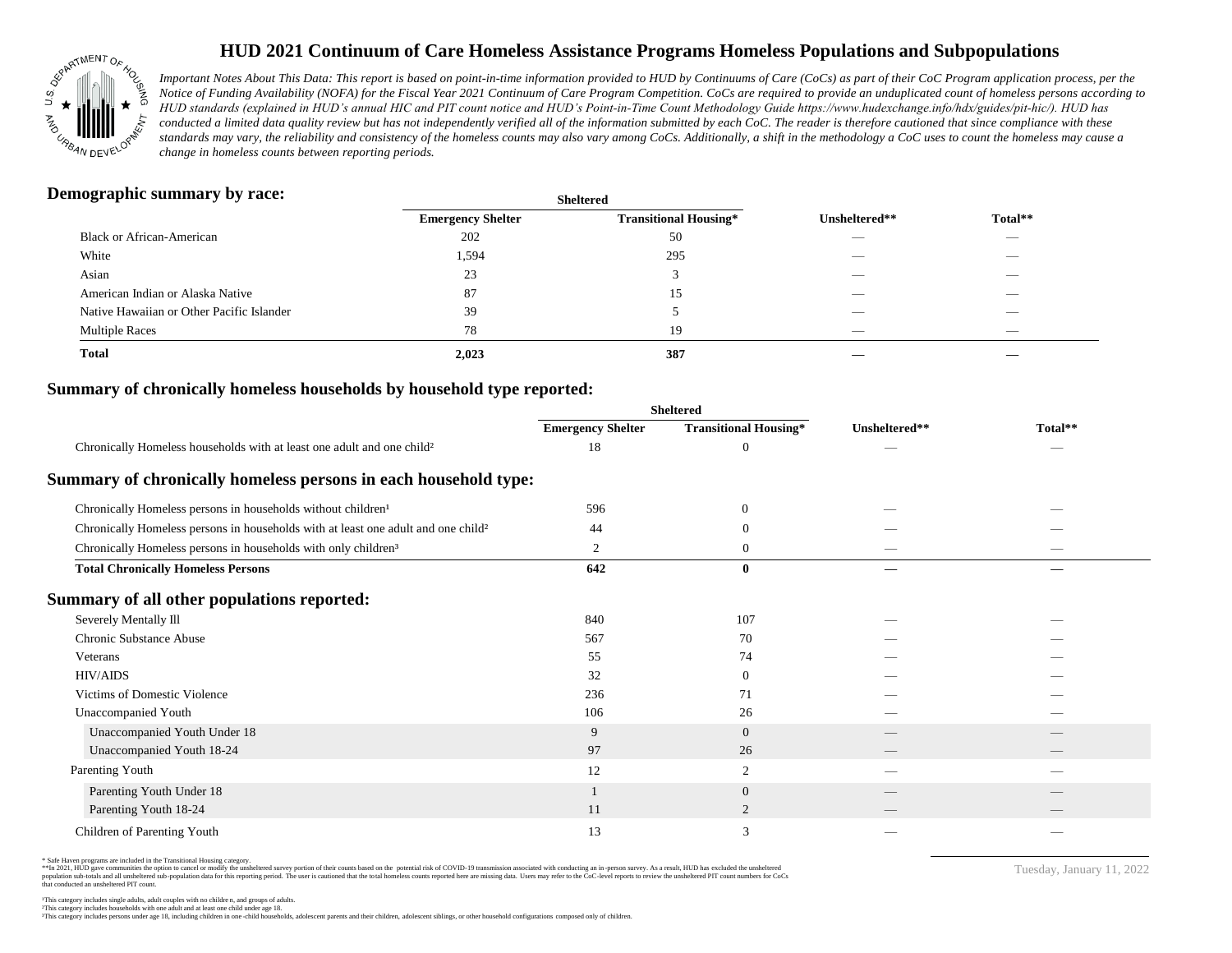# HUD 2021 Continuum of Care Homeless Assistance Programs Homeless Populations and Subpopulations

*Important Notes About This Data: This report is based on point-in-time information provided to HUD by Continuums of Care (CoCs) as part of their CoC Program application process, per the Notice of Funding Availability (NOFA) for the Fiscal Year 2021 Continuum of Care Program Competition. CoCs are required to provide an unduplicated count of homeless persons according to HUD standards (explained in HUD's annual HIC and PIT count notice and HUD's Point-in-Time Count Methodology Guide https://www.hudexchange.info/hdx/guides/pit-hic/). HUD has conducted a limited data quality review but has not independently verified all of the information submitted by each CoC. The reader is therefore cautioned that since compliance with these standards may vary, the reliability and consistency of the homeless counts may also vary among CoCs. Additionally, a shift in the methodology a CoC uses to count the homeless may cause a change in homeless counts between reporting periods.*

## Demographic summary by race:

| | Sheltered | | | |
|---|---|---|---|---|
| | Emergency Shelter | Transitional Housing* | Unsheltered** | Total** |
| Black or African-American | 202 | 50 | — | — |
| White | 1,594 | 295 | — | — |
| Asian | 23 | 3 | — | — |
| American Indian or Alaska Native | 87 | 15 | — | — |
| Native Hawaiian or Other Pacific Islander | 39 | 5 | — | — |
| Multiple Races | 78 | 19 | — | — |
| **Total** | **2,023** | **387** | **—** | **—** |

## Summary of chronically homeless households by household type reported:

| | Sheltered | | | |
|---|---|---|---|---|
| | Emergency Shelter | Transitional Housing* | Unsheltered** | Total** |
| Chronically Homeless households with at least one adult and one child[2] | 18 | 0 | — | — |

## Summary of chronically homeless persons in each household type:

| | Emergency Shelter | Transitional Housing* | Unsheltered** | Total** |
|---|---|---|---|---|
| Chronically Homeless persons in households without children[1] | 596 | 0 | — | — |
| Chronically Homeless persons in households with at least one adult and one child[2] | 44 | 0 | — | — |
| Chronically Homeless persons in households with only children[3] | 2 | 0 | — | — |
| **Total Chronically Homeless Persons** | **642** | **0** | **—** | **—** |

## Summary of all other populations reported:

| | Emergency Shelter | Transitional Housing* | Unsheltered** | Total** |
|---|---|---|---|---|
| Severely Mentally Ill | 840 | 107 | — | — |
| Chronic Substance Abuse | 567 | 70 | — | — |
| Veterans | 55 | 74 | — | — |
| HIV/AIDS | 32 | 0 | — | — |
| Victims of Domestic Violence | 236 | 71 | — | — |
| Unaccompanied Youth | 106 | 26 | — | — |
| Unaccompanied Youth Under 18 | 9 | 0 | — | — |
| Unaccompanied Youth 18-24 | 97 | 26 | — | — |
| Parenting Youth | 12 | 2 | — | — |
| Parenting Youth Under 18 | 1 | 0 | — | — |
| Parenting Youth 18-24 | 11 | 2 | — | — |
| Children of Parenting Youth | 13 | 3 | — | — |

\* Safe Haven programs are included in the Transitional Housing category.
\*\*In 2021, HUD gave communities the option to cancel or modify the unsheltered survey portion of their counts based on the potential risk of COVID-19 transmission associated with conducting an in-person survey. As a result, HUD has excluded the unsheltered population sub-totals and all unsheltered sub-population data for this reporting period. The user is cautioned that the total homeless counts reported here are missing data. Users may refer to the CoC-level reports to review the unsheltered PIT count numbers for CoCs that conducted an unsheltered PIT count.

[1]This category includes single adults, adult couples with no children, and groups of adults.
[2]This category includes households with one adult and at least one child under age 18.
[3]This category includes persons under age 18, including children in one-child households, adolescent parents and their children, adolescent siblings, or other household configurations composed only of children.

Tuesday, January 11, 2022